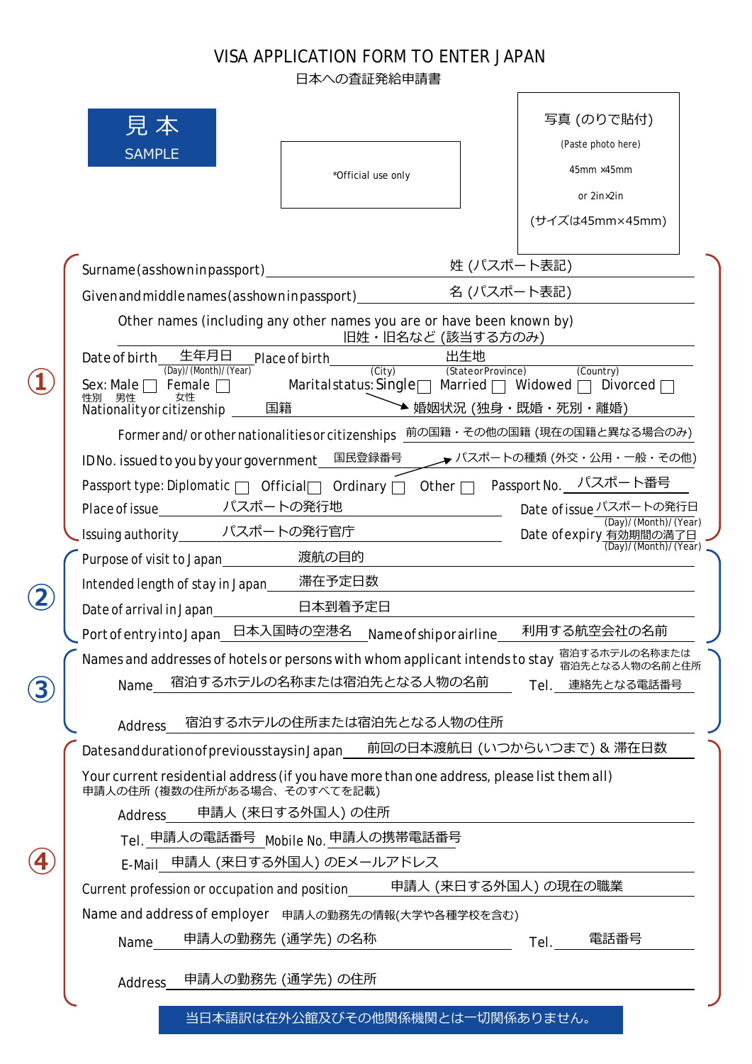# VISA APPLICATION FORM TO ENTER JAPAN

日本への査証発給申請書

見本
SAMPLE

*Official use only

写真（のりで貼付）
(Paste photo here)
45mm ×45mm
or 2in×2in
（サイズは45mm×45mm）

①

Surname (as shown in passport) 姓（パスポート表記）

Given and middle names (as shown in passport) 名（パスポート表記）

Other names (including any other names you are or have been known by)
旧姓・旧名など（該当する方のみ）

Date of birth 生年月日 (Day)/(Month)/(Year) Place of birth 出生地 (City) (State or Province) (Country)

Sex: Male ☐ Female ☐ 性別 男性 女性 Marital status: Single ☐ Married ☐ Widowed ☐ Divorced ☐

Nationality or citizenship 国籍 婚姻状況（独身・既婚・死別・離婚）

Former and/or other nationalities or citizenships 前の国籍・その他の国籍（現在の国籍と異なる場合のみ）

ID No. issued to you by your government 国民登録番号 パスポートの種類（外交・公用・一般・その他）

Passport type: Diplomatic ☐ Official ☐ Ordinary ☐ Other ☐ Passport No. パスポート番号

Place of issue パスポートの発行地 Date of issue パスポートの発行日 (Day)/(Month)/(Year)

Issuing authority パスポートの発行官庁 Date of expiry 有効期間の満了日 (Day)/(Month)/(Year)

②

Purpose of visit to Japan 渡航の目的

Intended length of stay in Japan 滞在予定日数

Date of arrival in Japan 日本到着予定日

Port of entry into Japan 日本入国時の空港名 Name of ship or airline 利用する航空会社の名前

③

Names and addresses of hotels or persons with whom applicant intends to stay 宿泊するホテルの名称または宿泊先となる人物の名前と住所

Name 宿泊するホテルの名称または宿泊先となる人物の名前 Tel. 連絡先となる電話番号

Address 宿泊するホテルの住所または宿泊先となる人物の住所

④

Dates and duration of previous stays in Japan 前回の日本渡航日（いつからいつまで）& 滞在日数

Your current residential address (if you have more than one address, please list them all)
申請人の住所（複数の住所がある場合、そのすべてを記載）

Address 申請人（来日する外国人）の住所

Tel. 申請人の電話番号 Mobile No. 申請人の携帯電話番号

E-Mail 申請人（来日する外国人）のEメールアドレス

Current profession or occupation and position 申請人（来日する外国人）の現在の職業

Name and address of employer 申請人の勤務先の情報(大学や各種学校を含む)

Name 申請人の勤務先（通学先）の名称 Tel. 電話番号

Address 申請人の勤務先（通学先）の住所

当日本語訳は在外公館及びその他関係機関とは一切関係ありません。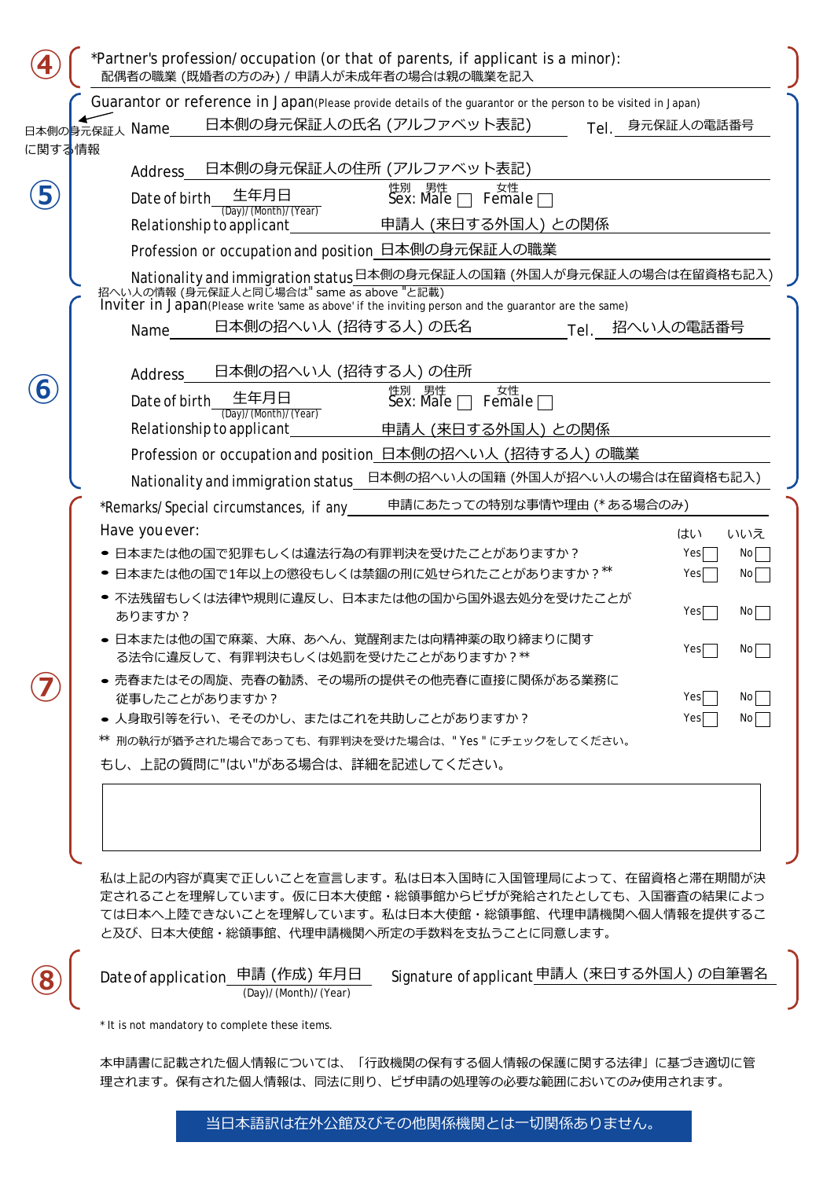④

*Partner's profession/ occupation (or that of parents, if applicant is a minor):
配偶者の職業 (既婚者の方のみ) / 申請人が未成年者の場合は親の職業を記入

⑤

日本側の身元保証人に関する情報

Guarantor or reference in Japan (Please provide details of the guarantor or the person to be visited in Japan)

Name 日本側の身元保証人の氏名 (アルファベット表記) Tel. 身元保証人の電話番号

Address 日本側の身元保証人の住所 (アルファベット表記)

Date of birth 生年月日 (Day)/ (Month)/ (Year) 性別 Sex: 男性 Male □ 女性 Female □

Relationship to applicant 申請人 (来日する外国人) との関係

Profession or occupation and position 日本側の身元保証人の職業

Nationality and immigration status 日本側の身元保証人の国籍 (外国人が身元保証人の場合は在留資格も記入)

⑥

招へい人の情報 (身元保証人と同じ場合は" same as above "と記載)

Inviter in Japan (Please write 'same as above' if the inviting person and the guarantor are the same)

Name 日本側の招へい人 (招待する人) の氏名 Tel. 招へい人の電話番号

Address 日本側の招へい人 (招待する人) の住所

Date of birth 生年月日 (Day)/ (Month)/ (Year) 性別 Sex: 男性 Male □ 女性 Female □

Relationship to applicant 申請人 (来日する外国人) との関係

Profession or occupation and position 日本側の招へい人 (招待する人) の職業

Nationality and immigration status 日本側の招へい人の国籍 (外国人が招へい人の場合は在留資格も記入)

⑦

*Remarks/ Special circumstances, if any 申請にあたっての特別な事情や理由 (* ある場合のみ)

Have you ever:

| | はい | いいえ |
|---|---|---|
| • 日本または他の国で犯罪もしくは違法行為の有罪判決を受けたことがありますか？ | Yes □ | No □ |
| • 日本または他の国で1年以上の懲役もしくは禁錮の刑に処せられたことがありますか？** | Yes □ | No □ |
| • 不法残留もしくは法律や規則に違反し、日本または他の国から国外退去処分を受けたことがありますか？ | Yes □ | No □ |
| • 日本または他の国で麻薬、大麻、あへん、覚醒剤または向精神薬の取り締まりに関する法令に違反して、有罪判決もしくは処罰を受けたことがありますか？** | Yes □ | No □ |
| • 売春またはその周旋、売春の勧誘、その場所の提供その他売春に直接に関係がある業務に従事したことがありますか？ | Yes □ | No □ |
| • 人身取引等を行い、そそのかし、またはこれを共助しことがありますか？ | Yes □ | No □ |

** 刑の執行が猶予された場合であっても、有罪判決を受けた場合は、" Yes " にチェックをしてください。

もし、上記の質問に"はい"がある場合は、詳細を記述してください。

私は上記の内容が真実で正しいことを宣言します。私は日本入国時に入国管理局によって、在留資格と滞在期間が決定されることを理解しています。仮に日本大使館・総領事館からビザが発給されたとしても、入国審査の結果によっては日本へ上陸できないことを理解しています。私は日本大使館・総領事館、代理申請機関へ個人情報を提供すること及び、日本大使館・総領事館、代理申請機関へ所定の手数料を支払うことに同意します。

⑧

Date of application 申請 (作成) 年月日 (Day)/ (Month)/ (Year) Signature of applicant 申請人 (来日する外国人) の自筆署名

* It is not mandatory to complete these items.

本申請書に記載された個人情報については、「行政機関の保有する個人情報の保護に関する法律」に基づき適切に管理されます。保有された個人情報は、同法に則り、ビザ申請の処理等の必要な範囲においてのみ使用されます。

当日本語訳は在外公館及びその他関係機関とは一切関係ありません。